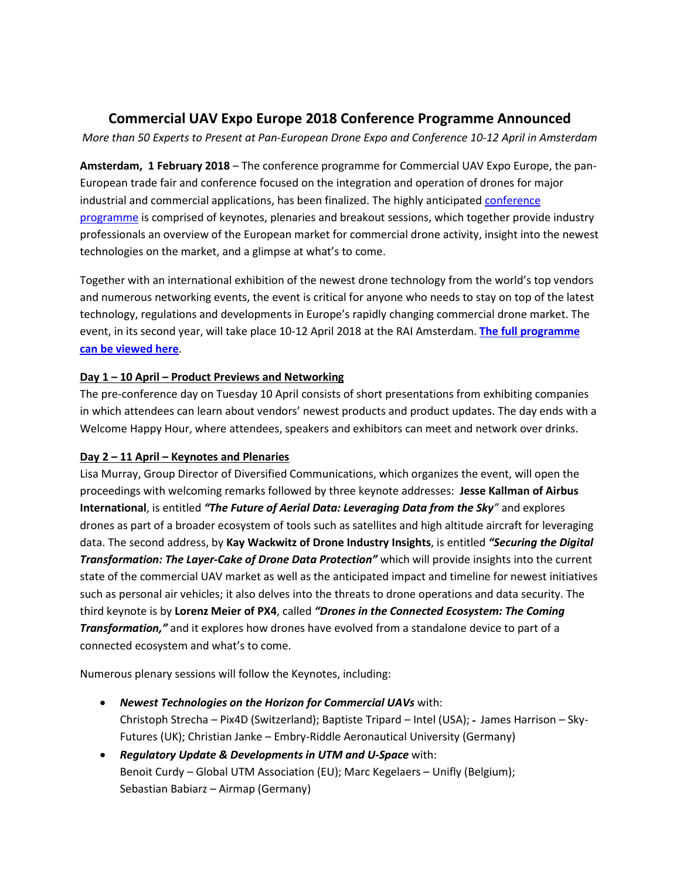# Commercial UAV Expo Europe 2018 Conference Programme Announced

*More than 50 Experts to Present at Pan-European Drone Expo and Conference 10-12 April in Amsterdam*

**Amsterdam, 1 February 2018** – The conference programme for Commercial UAV Expo Europe, the pan-European trade fair and conference focused on the integration and operation of drones for major industrial and commercial applications, has been finalized. The highly anticipated conference programme is comprised of keynotes, plenaries and breakout sessions, which together provide industry professionals an overview of the European market for commercial drone activity, insight into the newest technologies on the market, and a glimpse at what's to come.

Together with an international exhibition of the newest drone technology from the world's top vendors and numerous networking events, the event is critical for anyone who needs to stay on top of the latest technology, regulations and developments in Europe's rapidly changing commercial drone market. The event, in its second year, will take place 10-12 April 2018 at the RAI Amsterdam. **The full programme can be viewed here**.

### Day 1 – 10 April – Product Previews and Networking

The pre-conference day on Tuesday 10 April consists of short presentations from exhibiting companies in which attendees can learn about vendors' newest products and product updates. The day ends with a Welcome Happy Hour, where attendees, speakers and exhibitors can meet and network over drinks.

### Day 2 – 11 April – Keynotes and Plenaries

Lisa Murray, Group Director of Diversified Communications, which organizes the event, will open the proceedings with welcoming remarks followed by three keynote addresses: **Jesse Kallman of Airbus International**, is entitled ***"The Future of Aerial Data: Leveraging Data from the Sky"*** and explores drones as part of a broader ecosystem of tools such as satellites and high altitude aircraft for leveraging data. The second address, by **Kay Wackwitz of Drone Industry Insights**, is entitled ***"Securing the Digital Transformation: The Layer-Cake of Drone Data Protection"*** which will provide insights into the current state of the commercial UAV market as well as the anticipated impact and timeline for newest initiatives such as personal air vehicles; it also delves into the threats to drone operations and data security. The third keynote is by **Lorenz Meier of PX4**, called ***"Drones in the Connected Ecosystem: The Coming Transformation,"*** and it explores how drones have evolved from a standalone device to part of a connected ecosystem and what's to come.

Numerous plenary sessions will follow the Keynotes, including:

- ***Newest Technologies on the Horizon for Commercial UAVs*** with:
  Christoph Strecha – Pix4D (Switzerland); Baptiste Tripard – Intel (USA); - James Harrison – Sky-Futures (UK); Christian Janke – Embry-Riddle Aeronautical University (Germany)
- ***Regulatory Update & Developments in UTM and U-Space*** with:
  Benoit Curdy – Global UTM Association (EU); Marc Kegelaers – Unifly (Belgium); Sebastian Babiarz – Airmap (Germany)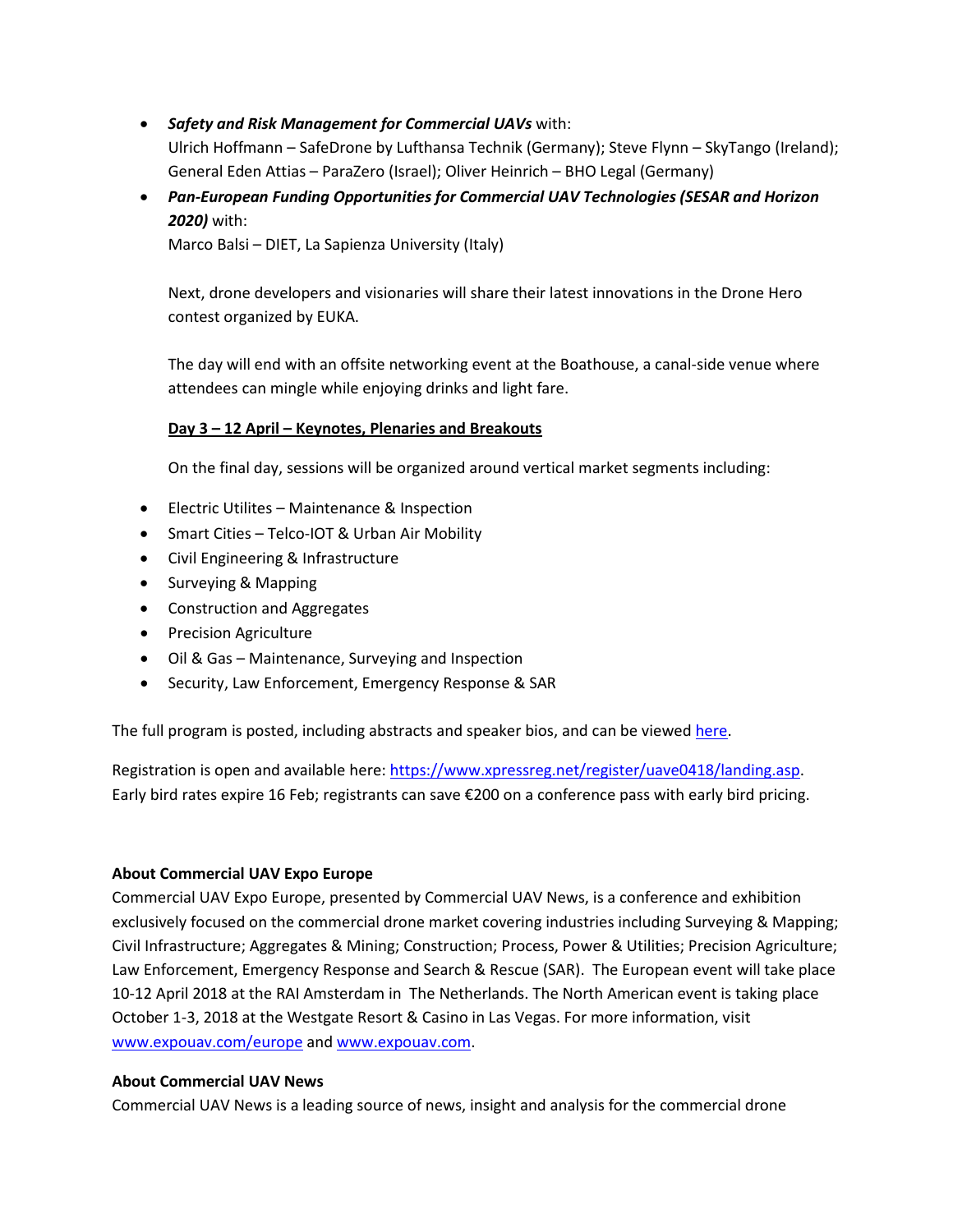- ***Safety and Risk Management for Commercial UAVs*** with:
  Ulrich Hoffmann – SafeDrone by Lufthansa Technik (Germany); Steve Flynn – SkyTango (Ireland); General Eden Attias – ParaZero (Israel); Oliver Heinrich – BHO Legal (Germany)
- ***Pan-European Funding Opportunities for Commercial UAV Technologies (SESAR and Horizon 2020)*** with:
  Marco Balsi – DIET, La Sapienza University (Italy)

  Next, drone developers and visionaries will share their latest innovations in the Drone Hero contest organized by EUKA.

  The day will end with an offsite networking event at the Boathouse, a canal-side venue where attendees can mingle while enjoying drinks and light fare.

  **Day 3 – 12 April – Keynotes, Plenaries and Breakouts**

  On the final day, sessions will be organized around vertical market segments including:

- Electric Utilites – Maintenance & Inspection
- Smart Cities – Telco-IOT & Urban Air Mobility
- Civil Engineering & Infrastructure
- Surveying & Mapping
- Construction and Aggregates
- Precision Agriculture
- Oil & Gas – Maintenance, Surveying and Inspection
- Security, Law Enforcement, Emergency Response & SAR

The full program is posted, including abstracts and speaker bios, and can be viewed here.

Registration is open and available here: https://www.xpressreg.net/register/uave0418/landing.asp. Early bird rates expire 16 Feb; registrants can save €200 on a conference pass with early bird pricing.

**About Commercial UAV Expo Europe**
Commercial UAV Expo Europe, presented by Commercial UAV News, is a conference and exhibition exclusively focused on the commercial drone market covering industries including Surveying & Mapping; Civil Infrastructure; Aggregates & Mining; Construction; Process, Power & Utilities; Precision Agriculture; Law Enforcement, Emergency Response and Search & Rescue (SAR). The European event will take place 10-12 April 2018 at the RAI Amsterdam in The Netherlands. The North American event is taking place October 1-3, 2018 at the Westgate Resort & Casino in Las Vegas. For more information, visit www.expouav.com/europe and www.expouav.com.

**About Commercial UAV News**
Commercial UAV News is a leading source of news, insight and analysis for the commercial drone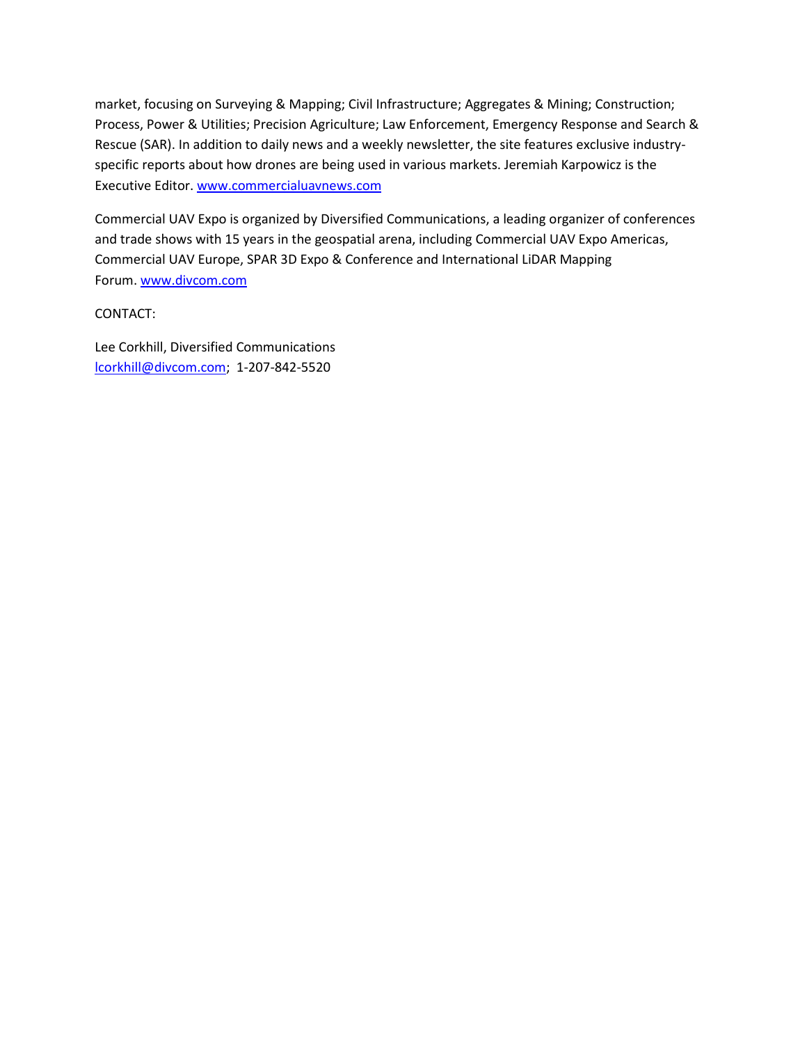market, focusing on Surveying & Mapping; Civil Infrastructure; Aggregates & Mining; Construction; Process, Power & Utilities; Precision Agriculture; Law Enforcement, Emergency Response and Search & Rescue (SAR). In addition to daily news and a weekly newsletter, the site features exclusive industry-specific reports about how drones are being used in various markets. Jeremiah Karpowicz is the Executive Editor. [www.commercialuavnews.com](http://www.commercialuavnews.com)

Commercial UAV Expo is organized by Diversified Communications, a leading organizer of conferences and trade shows with 15 years in the geospatial arena, including Commercial UAV Expo Americas, Commercial UAV Europe, SPAR 3D Expo & Conference and International LiDAR Mapping Forum. [www.divcom.com](http://www.divcom.com)

CONTACT:

Lee Corkhill, Diversified Communications
[lcorkhill@divcom.com](mailto:lcorkhill@divcom.com); 1-207-842-5520